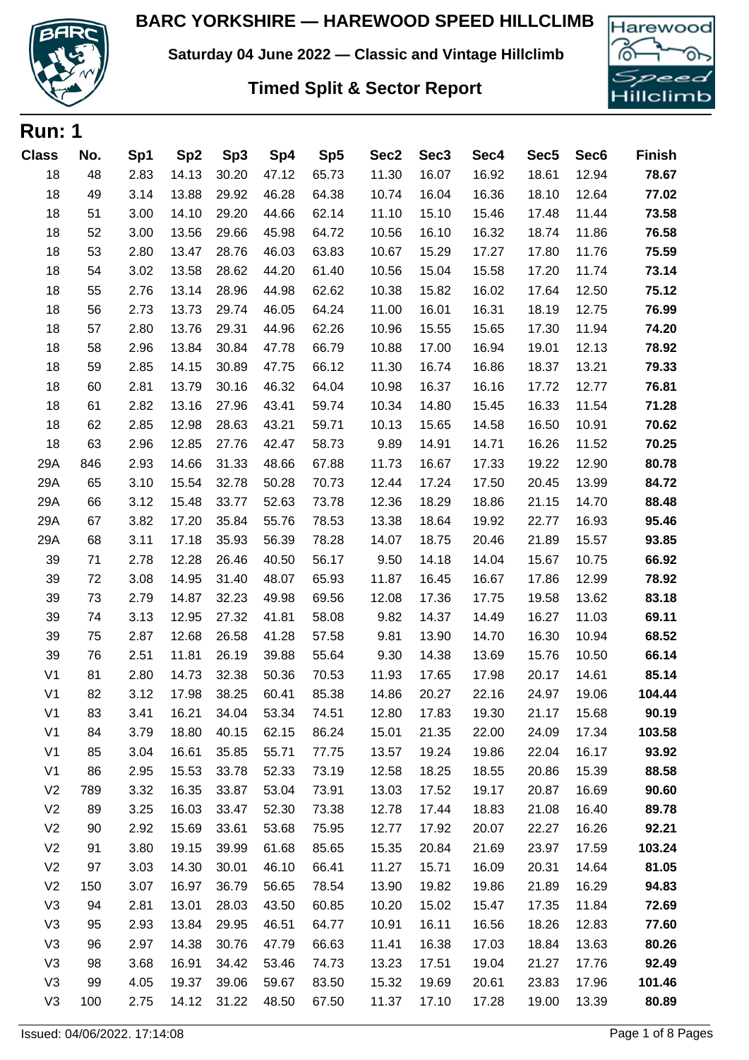# BARC YORKSHIRE — HAREWOOD SPEED HILLCLIMB

**Saturday 04 June 2022 — Classic and Vintage Hillclimb**

## Timed Split & Sector Report

## Run: 1

| Class | No. | Sp1 | Sp2 | Sp3 | Sp4 | Sp5 | Sec2 | Sec3 | Sec4 | Sec5 | Sec6 | Finish |
|---|---|---|---|---|---|---|---|---|---|---|---|---|
| 18 | 48 | 2.83 | 14.13 | 30.20 | 47.12 | 65.73 | 11.30 | 16.07 | 16.92 | 18.61 | 12.94 | **78.67** |
| 18 | 49 | 3.14 | 13.88 | 29.92 | 46.28 | 64.38 | 10.74 | 16.04 | 16.36 | 18.10 | 12.64 | **77.02** |
| 18 | 51 | 3.00 | 14.10 | 29.20 | 44.66 | 62.14 | 11.10 | 15.10 | 15.46 | 17.48 | 11.44 | **73.58** |
| 18 | 52 | 3.00 | 13.56 | 29.66 | 45.98 | 64.72 | 10.56 | 16.10 | 16.32 | 18.74 | 11.86 | **76.58** |
| 18 | 53 | 2.80 | 13.47 | 28.76 | 46.03 | 63.83 | 10.67 | 15.29 | 17.27 | 17.80 | 11.76 | **75.59** |
| 18 | 54 | 3.02 | 13.58 | 28.62 | 44.20 | 61.40 | 10.56 | 15.04 | 15.58 | 17.20 | 11.74 | **73.14** |
| 18 | 55 | 2.76 | 13.14 | 28.96 | 44.98 | 62.62 | 10.38 | 15.82 | 16.02 | 17.64 | 12.50 | **75.12** |
| 18 | 56 | 2.73 | 13.73 | 29.74 | 46.05 | 64.24 | 11.00 | 16.01 | 16.31 | 18.19 | 12.75 | **76.99** |
| 18 | 57 | 2.80 | 13.76 | 29.31 | 44.96 | 62.26 | 10.96 | 15.55 | 15.65 | 17.30 | 11.94 | **74.20** |
| 18 | 58 | 2.96 | 13.84 | 30.84 | 47.78 | 66.79 | 10.88 | 17.00 | 16.94 | 19.01 | 12.13 | **78.92** |
| 18 | 59 | 2.85 | 14.15 | 30.89 | 47.75 | 66.12 | 11.30 | 16.74 | 16.86 | 18.37 | 13.21 | **79.33** |
| 18 | 60 | 2.81 | 13.79 | 30.16 | 46.32 | 64.04 | 10.98 | 16.37 | 16.16 | 17.72 | 12.77 | **76.81** |
| 18 | 61 | 2.82 | 13.16 | 27.96 | 43.41 | 59.74 | 10.34 | 14.80 | 15.45 | 16.33 | 11.54 | **71.28** |
| 18 | 62 | 2.85 | 12.98 | 28.63 | 43.21 | 59.71 | 10.13 | 15.65 | 14.58 | 16.50 | 10.91 | **70.62** |
| 18 | 63 | 2.96 | 12.85 | 27.76 | 42.47 | 58.73 | 9.89 | 14.91 | 14.71 | 16.26 | 11.52 | **70.25** |
| 29A | 846 | 2.93 | 14.66 | 31.33 | 48.66 | 67.88 | 11.73 | 16.67 | 17.33 | 19.22 | 12.90 | **80.78** |
| 29A | 65 | 3.10 | 15.54 | 32.78 | 50.28 | 70.73 | 12.44 | 17.24 | 17.50 | 20.45 | 13.99 | **84.72** |
| 29A | 66 | 3.12 | 15.48 | 33.77 | 52.63 | 73.78 | 12.36 | 18.29 | 18.86 | 21.15 | 14.70 | **88.48** |
| 29A | 67 | 3.82 | 17.20 | 35.84 | 55.76 | 78.53 | 13.38 | 18.64 | 19.92 | 22.77 | 16.93 | **95.46** |
| 29A | 68 | 3.11 | 17.18 | 35.93 | 56.39 | 78.28 | 14.07 | 18.75 | 20.46 | 21.89 | 15.57 | **93.85** |
| 39 | 71 | 2.78 | 12.28 | 26.46 | 40.50 | 56.17 | 9.50 | 14.18 | 14.04 | 15.67 | 10.75 | **66.92** |
| 39 | 72 | 3.08 | 14.95 | 31.40 | 48.07 | 65.93 | 11.87 | 16.45 | 16.67 | 17.86 | 12.99 | **78.92** |
| 39 | 73 | 2.79 | 14.87 | 32.23 | 49.98 | 69.56 | 12.08 | 17.36 | 17.75 | 19.58 | 13.62 | **83.18** |
| 39 | 74 | 3.13 | 12.95 | 27.32 | 41.81 | 58.08 | 9.82 | 14.37 | 14.49 | 16.27 | 11.03 | **69.11** |
| 39 | 75 | 2.87 | 12.68 | 26.58 | 41.28 | 57.58 | 9.81 | 13.90 | 14.70 | 16.30 | 10.94 | **68.52** |
| 39 | 76 | 2.51 | 11.81 | 26.19 | 39.88 | 55.64 | 9.30 | 14.38 | 13.69 | 15.76 | 10.50 | **66.14** |
| V1 | 81 | 2.80 | 14.73 | 32.38 | 50.36 | 70.53 | 11.93 | 17.65 | 17.98 | 20.17 | 14.61 | **85.14** |
| V1 | 82 | 3.12 | 17.98 | 38.25 | 60.41 | 85.38 | 14.86 | 20.27 | 22.16 | 24.97 | 19.06 | **104.44** |
| V1 | 83 | 3.41 | 16.21 | 34.04 | 53.34 | 74.51 | 12.80 | 17.83 | 19.30 | 21.17 | 15.68 | **90.19** |
| V1 | 84 | 3.79 | 18.80 | 40.15 | 62.15 | 86.24 | 15.01 | 21.35 | 22.00 | 24.09 | 17.34 | **103.58** |
| V1 | 85 | 3.04 | 16.61 | 35.85 | 55.71 | 77.75 | 13.57 | 19.24 | 19.86 | 22.04 | 16.17 | **93.92** |
| V1 | 86 | 2.95 | 15.53 | 33.78 | 52.33 | 73.19 | 12.58 | 18.25 | 18.55 | 20.86 | 15.39 | **88.58** |
| V2 | 789 | 3.32 | 16.35 | 33.87 | 53.04 | 73.91 | 13.03 | 17.52 | 19.17 | 20.87 | 16.69 | **90.60** |
| V2 | 89 | 3.25 | 16.03 | 33.47 | 52.30 | 73.38 | 12.78 | 17.44 | 18.83 | 21.08 | 16.40 | **89.78** |
| V2 | 90 | 2.92 | 15.69 | 33.61 | 53.68 | 75.95 | 12.77 | 17.92 | 20.07 | 22.27 | 16.26 | **92.21** |
| V2 | 91 | 3.80 | 19.15 | 39.99 | 61.68 | 85.65 | 15.35 | 20.84 | 21.69 | 23.97 | 17.59 | **103.24** |
| V2 | 97 | 3.03 | 14.30 | 30.01 | 46.10 | 66.41 | 11.27 | 15.71 | 16.09 | 20.31 | 14.64 | **81.05** |
| V2 | 150 | 3.07 | 16.97 | 36.79 | 56.65 | 78.54 | 13.90 | 19.82 | 19.86 | 21.89 | 16.29 | **94.83** |
| V3 | 94 | 2.81 | 13.01 | 28.03 | 43.50 | 60.85 | 10.20 | 15.02 | 15.47 | 17.35 | 11.84 | **72.69** |
| V3 | 95 | 2.93 | 13.84 | 29.95 | 46.51 | 64.77 | 10.91 | 16.11 | 16.56 | 18.26 | 12.83 | **77.60** |
| V3 | 96 | 2.97 | 14.38 | 30.76 | 47.79 | 66.63 | 11.41 | 16.38 | 17.03 | 18.84 | 13.63 | **80.26** |
| V3 | 98 | 3.68 | 16.91 | 34.42 | 53.46 | 74.73 | 13.23 | 17.51 | 19.04 | 21.27 | 17.76 | **92.49** |
| V3 | 99 | 4.05 | 19.37 | 39.06 | 59.67 | 83.50 | 15.32 | 19.69 | 20.61 | 23.83 | 17.96 | **101.46** |
| V3 | 100 | 2.75 | 14.12 | 31.22 | 48.50 | 67.50 | 11.37 | 17.10 | 17.28 | 19.00 | 13.39 | **80.89** |

Issued: 04/06/2022. 17:14:08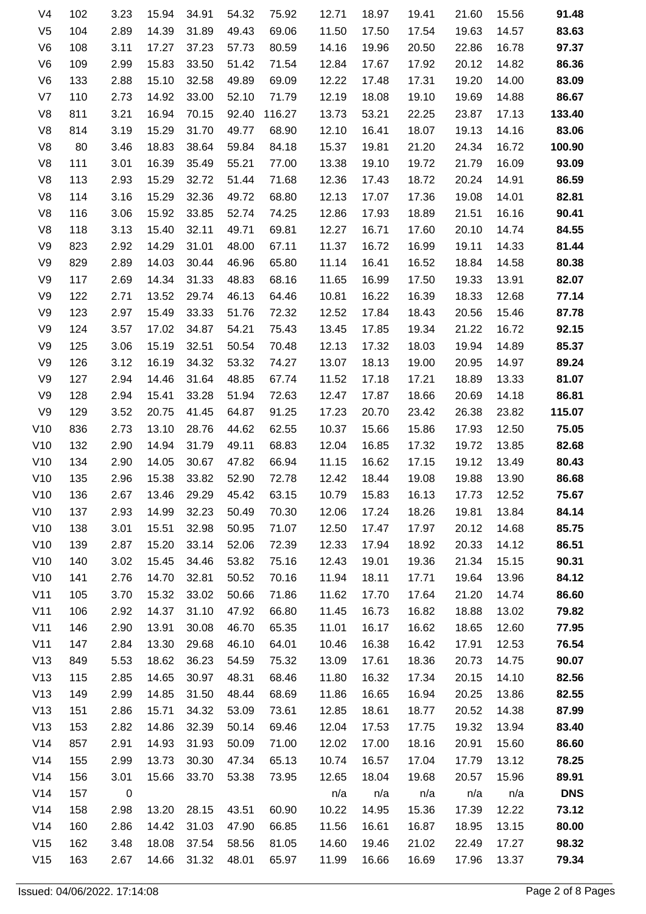| | | | | | | | | | | | | |
|---|---|---|---|---|---|---|---|---|---|---|---|---|
| V4 | 102 | 3.23 | 15.94 | 34.91 | 54.32 | 75.92 | 12.71 | 18.97 | 19.41 | 21.60 | 15.56 | **91.48** |
| V5 | 104 | 2.89 | 14.39 | 31.89 | 49.43 | 69.06 | 11.50 | 17.50 | 17.54 | 19.63 | 14.57 | **83.63** |
| V6 | 108 | 3.11 | 17.27 | 37.23 | 57.73 | 80.59 | 14.16 | 19.96 | 20.50 | 22.86 | 16.78 | **97.37** |
| V6 | 109 | 2.99 | 15.83 | 33.50 | 51.42 | 71.54 | 12.84 | 17.67 | 17.92 | 20.12 | 14.82 | **86.36** |
| V6 | 133 | 2.88 | 15.10 | 32.58 | 49.89 | 69.09 | 12.22 | 17.48 | 17.31 | 19.20 | 14.00 | **83.09** |
| V7 | 110 | 2.73 | 14.92 | 33.00 | 52.10 | 71.79 | 12.19 | 18.08 | 19.10 | 19.69 | 14.88 | **86.67** |
| V8 | 811 | 3.21 | 16.94 | 70.15 | 92.40 | 116.27 | 13.73 | 53.21 | 22.25 | 23.87 | 17.13 | **133.40** |
| V8 | 814 | 3.19 | 15.29 | 31.70 | 49.77 | 68.90 | 12.10 | 16.41 | 18.07 | 19.13 | 14.16 | **83.06** |
| V8 | 80 | 3.46 | 18.83 | 38.64 | 59.84 | 84.18 | 15.37 | 19.81 | 21.20 | 24.34 | 16.72 | **100.90** |
| V8 | 111 | 3.01 | 16.39 | 35.49 | 55.21 | 77.00 | 13.38 | 19.10 | 19.72 | 21.79 | 16.09 | **93.09** |
| V8 | 113 | 2.93 | 15.29 | 32.72 | 51.44 | 71.68 | 12.36 | 17.43 | 18.72 | 20.24 | 14.91 | **86.59** |
| V8 | 114 | 3.16 | 15.29 | 32.36 | 49.72 | 68.80 | 12.13 | 17.07 | 17.36 | 19.08 | 14.01 | **82.81** |
| V8 | 116 | 3.06 | 15.92 | 33.85 | 52.74 | 74.25 | 12.86 | 17.93 | 18.89 | 21.51 | 16.16 | **90.41** |
| V8 | 118 | 3.13 | 15.40 | 32.11 | 49.71 | 69.81 | 12.27 | 16.71 | 17.60 | 20.10 | 14.74 | **84.55** |
| V9 | 823 | 2.92 | 14.29 | 31.01 | 48.00 | 67.11 | 11.37 | 16.72 | 16.99 | 19.11 | 14.33 | **81.44** |
| V9 | 829 | 2.89 | 14.03 | 30.44 | 46.96 | 65.80 | 11.14 | 16.41 | 16.52 | 18.84 | 14.58 | **80.38** |
| V9 | 117 | 2.69 | 14.34 | 31.33 | 48.83 | 68.16 | 11.65 | 16.99 | 17.50 | 19.33 | 13.91 | **82.07** |
| V9 | 122 | 2.71 | 13.52 | 29.74 | 46.13 | 64.46 | 10.81 | 16.22 | 16.39 | 18.33 | 12.68 | **77.14** |
| V9 | 123 | 2.97 | 15.49 | 33.33 | 51.76 | 72.32 | 12.52 | 17.84 | 18.43 | 20.56 | 15.46 | **87.78** |
| V9 | 124 | 3.57 | 17.02 | 34.87 | 54.21 | 75.43 | 13.45 | 17.85 | 19.34 | 21.22 | 16.72 | **92.15** |
| V9 | 125 | 3.06 | 15.19 | 32.51 | 50.54 | 70.48 | 12.13 | 17.32 | 18.03 | 19.94 | 14.89 | **85.37** |
| V9 | 126 | 3.12 | 16.19 | 34.32 | 53.32 | 74.27 | 13.07 | 18.13 | 19.00 | 20.95 | 14.97 | **89.24** |
| V9 | 127 | 2.94 | 14.46 | 31.64 | 48.85 | 67.74 | 11.52 | 17.18 | 17.21 | 18.89 | 13.33 | **81.07** |
| V9 | 128 | 2.94 | 15.41 | 33.28 | 51.94 | 72.63 | 12.47 | 17.87 | 18.66 | 20.69 | 14.18 | **86.81** |
| V9 | 129 | 3.52 | 20.75 | 41.45 | 64.87 | 91.25 | 17.23 | 20.70 | 23.42 | 26.38 | 23.82 | **115.07** |
| V10 | 836 | 2.73 | 13.10 | 28.76 | 44.62 | 62.55 | 10.37 | 15.66 | 15.86 | 17.93 | 12.50 | **75.05** |
| V10 | 132 | 2.90 | 14.94 | 31.79 | 49.11 | 68.83 | 12.04 | 16.85 | 17.32 | 19.72 | 13.85 | **82.68** |
| V10 | 134 | 2.90 | 14.05 | 30.67 | 47.82 | 66.94 | 11.15 | 16.62 | 17.15 | 19.12 | 13.49 | **80.43** |
| V10 | 135 | 2.96 | 15.38 | 33.82 | 52.90 | 72.78 | 12.42 | 18.44 | 19.08 | 19.88 | 13.90 | **86.68** |
| V10 | 136 | 2.67 | 13.46 | 29.29 | 45.42 | 63.15 | 10.79 | 15.83 | 16.13 | 17.73 | 12.52 | **75.67** |
| V10 | 137 | 2.93 | 14.99 | 32.23 | 50.49 | 70.30 | 12.06 | 17.24 | 18.26 | 19.81 | 13.84 | **84.14** |
| V10 | 138 | 3.01 | 15.51 | 32.98 | 50.95 | 71.07 | 12.50 | 17.47 | 17.97 | 20.12 | 14.68 | **85.75** |
| V10 | 139 | 2.87 | 15.20 | 33.14 | 52.06 | 72.39 | 12.33 | 17.94 | 18.92 | 20.33 | 14.12 | **86.51** |
| V10 | 140 | 3.02 | 15.45 | 34.46 | 53.82 | 75.16 | 12.43 | 19.01 | 19.36 | 21.34 | 15.15 | **90.31** |
| V10 | 141 | 2.76 | 14.70 | 32.81 | 50.52 | 70.16 | 11.94 | 18.11 | 17.71 | 19.64 | 13.96 | **84.12** |
| V11 | 105 | 3.70 | 15.32 | 33.02 | 50.66 | 71.86 | 11.62 | 17.70 | 17.64 | 21.20 | 14.74 | **86.60** |
| V11 | 106 | 2.92 | 14.37 | 31.10 | 47.92 | 66.80 | 11.45 | 16.73 | 16.82 | 18.88 | 13.02 | **79.82** |
| V11 | 146 | 2.90 | 13.91 | 30.08 | 46.70 | 65.35 | 11.01 | 16.17 | 16.62 | 18.65 | 12.60 | **77.95** |
| V11 | 147 | 2.84 | 13.30 | 29.68 | 46.10 | 64.01 | 10.46 | 16.38 | 16.42 | 17.91 | 12.53 | **76.54** |
| V13 | 849 | 5.53 | 18.62 | 36.23 | 54.59 | 75.32 | 13.09 | 17.61 | 18.36 | 20.73 | 14.75 | **90.07** |
| V13 | 115 | 2.85 | 14.65 | 30.97 | 48.31 | 68.46 | 11.80 | 16.32 | 17.34 | 20.15 | 14.10 | **82.56** |
| V13 | 149 | 2.99 | 14.85 | 31.50 | 48.44 | 68.69 | 11.86 | 16.65 | 16.94 | 20.25 | 13.86 | **82.55** |
| V13 | 151 | 2.86 | 15.71 | 34.32 | 53.09 | 73.61 | 12.85 | 18.61 | 18.77 | 20.52 | 14.38 | **87.99** |
| V13 | 153 | 2.82 | 14.86 | 32.39 | 50.14 | 69.46 | 12.04 | 17.53 | 17.75 | 19.32 | 13.94 | **83.40** |
| V14 | 857 | 2.91 | 14.93 | 31.93 | 50.09 | 71.00 | 12.02 | 17.00 | 18.16 | 20.91 | 15.60 | **86.60** |
| V14 | 155 | 2.99 | 13.73 | 30.30 | 47.34 | 65.13 | 10.74 | 16.57 | 17.04 | 17.79 | 13.12 | **78.25** |
| V14 | 156 | 3.01 | 15.66 | 33.70 | 53.38 | 73.95 | 12.65 | 18.04 | 19.68 | 20.57 | 15.96 | **89.91** |
| V14 | 157 | 0 | | | | | n/a | n/a | n/a | n/a | n/a | **DNS** |
| V14 | 158 | 2.98 | 13.20 | 28.15 | 43.51 | 60.90 | 10.22 | 14.95 | 15.36 | 17.39 | 12.22 | **73.12** |
| V14 | 160 | 2.86 | 14.42 | 31.03 | 47.90 | 66.85 | 11.56 | 16.61 | 16.87 | 18.95 | 13.15 | **80.00** |
| V15 | 162 | 3.48 | 18.08 | 37.54 | 58.56 | 81.05 | 14.60 | 19.46 | 21.02 | 22.49 | 17.27 | **98.32** |
| V15 | 163 | 2.67 | 14.66 | 31.32 | 48.01 | 65.97 | 11.99 | 16.66 | 16.69 | 17.96 | 13.37 | **79.34** |

Issued: 04/06/2022. 17:14:08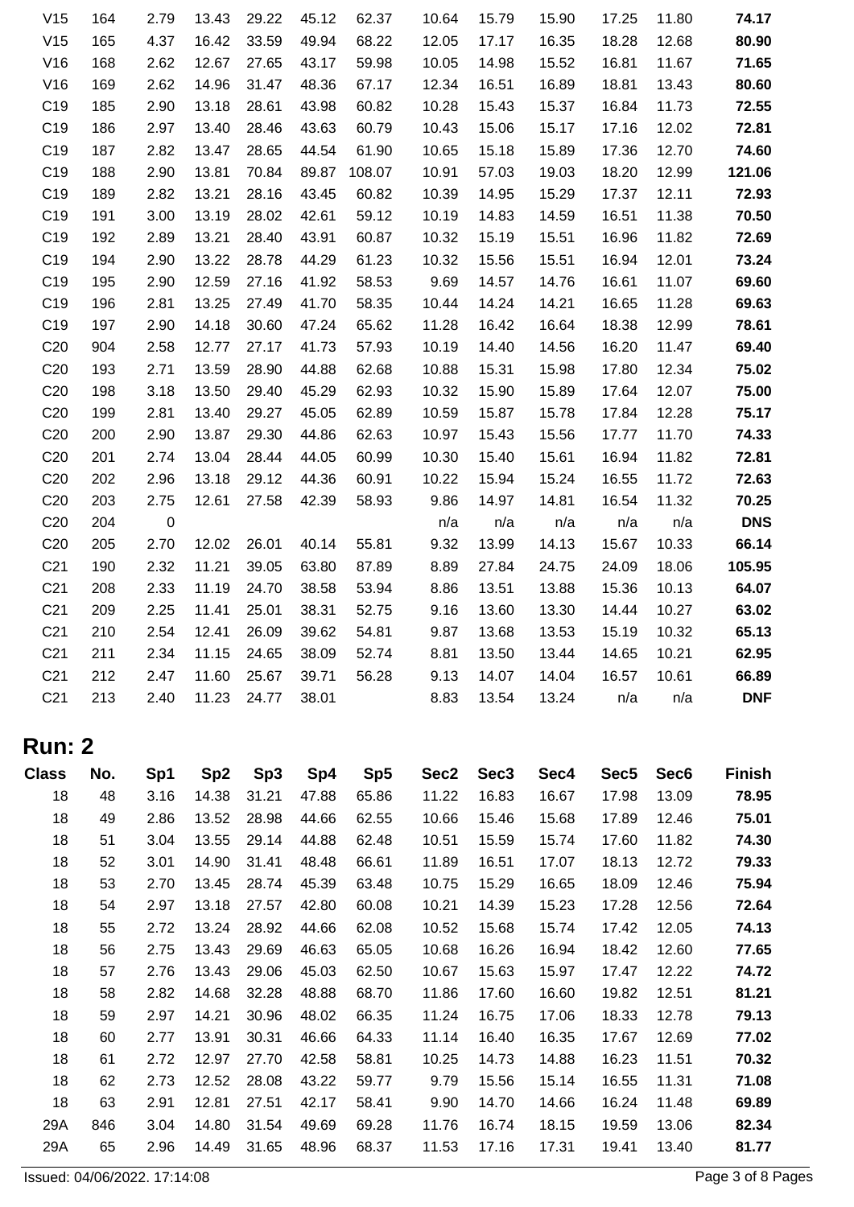| Class | No. | Sp1 | Sp2 | Sp3 | Sp4 | Sp5 | Sec2 | Sec3 | Sec4 | Sec5 | Sec6 | Finish |
|---|---|---|---|---|---|---|---|---|---|---|---|---|
| V15 | 164 | 2.79 | 13.43 | 29.22 | 45.12 | 62.37 | 10.64 | 15.79 | 15.90 | 17.25 | 11.80 | **74.17** |
| V15 | 165 | 4.37 | 16.42 | 33.59 | 49.94 | 68.22 | 12.05 | 17.17 | 16.35 | 18.28 | 12.68 | **80.90** |
| V16 | 168 | 2.62 | 12.67 | 27.65 | 43.17 | 59.98 | 10.05 | 14.98 | 15.52 | 16.81 | 11.67 | **71.65** |
| V16 | 169 | 2.62 | 14.96 | 31.47 | 48.36 | 67.17 | 12.34 | 16.51 | 16.89 | 18.81 | 13.43 | **80.60** |
| C19 | 185 | 2.90 | 13.18 | 28.61 | 43.98 | 60.82 | 10.28 | 15.43 | 15.37 | 16.84 | 11.73 | **72.55** |
| C19 | 186 | 2.97 | 13.40 | 28.46 | 43.63 | 60.79 | 10.43 | 15.06 | 15.17 | 17.16 | 12.02 | **72.81** |
| C19 | 187 | 2.82 | 13.47 | 28.65 | 44.54 | 61.90 | 10.65 | 15.18 | 15.89 | 17.36 | 12.70 | **74.60** |
| C19 | 188 | 2.90 | 13.81 | 70.84 | 89.87 | 108.07 | 10.91 | 57.03 | 19.03 | 18.20 | 12.99 | **121.06** |
| C19 | 189 | 2.82 | 13.21 | 28.16 | 43.45 | 60.82 | 10.39 | 14.95 | 15.29 | 17.37 | 12.11 | **72.93** |
| C19 | 191 | 3.00 | 13.19 | 28.02 | 42.61 | 59.12 | 10.19 | 14.83 | 14.59 | 16.51 | 11.38 | **70.50** |
| C19 | 192 | 2.89 | 13.21 | 28.40 | 43.91 | 60.87 | 10.32 | 15.19 | 15.51 | 16.96 | 11.82 | **72.69** |
| C19 | 194 | 2.90 | 13.22 | 28.78 | 44.29 | 61.23 | 10.32 | 15.56 | 15.51 | 16.94 | 12.01 | **73.24** |
| C19 | 195 | 2.90 | 12.59 | 27.16 | 41.92 | 58.53 | 9.69 | 14.57 | 14.76 | 16.61 | 11.07 | **69.60** |
| C19 | 196 | 2.81 | 13.25 | 27.49 | 41.70 | 58.35 | 10.44 | 14.24 | 14.21 | 16.65 | 11.28 | **69.63** |
| C19 | 197 | 2.90 | 14.18 | 30.60 | 47.24 | 65.62 | 11.28 | 16.42 | 16.64 | 18.38 | 12.99 | **78.61** |
| C20 | 904 | 2.58 | 12.77 | 27.17 | 41.73 | 57.93 | 10.19 | 14.40 | 14.56 | 16.20 | 11.47 | **69.40** |
| C20 | 193 | 2.71 | 13.59 | 28.90 | 44.88 | 62.68 | 10.88 | 15.31 | 15.98 | 17.80 | 12.34 | **75.02** |
| C20 | 198 | 3.18 | 13.50 | 29.40 | 45.29 | 62.93 | 10.32 | 15.90 | 15.89 | 17.64 | 12.07 | **75.00** |
| C20 | 199 | 2.81 | 13.40 | 29.27 | 45.05 | 62.89 | 10.59 | 15.87 | 15.78 | 17.84 | 12.28 | **75.17** |
| C20 | 200 | 2.90 | 13.87 | 29.30 | 44.86 | 62.63 | 10.97 | 15.43 | 15.56 | 17.77 | 11.70 | **74.33** |
| C20 | 201 | 2.74 | 13.04 | 28.44 | 44.05 | 60.99 | 10.30 | 15.40 | 15.61 | 16.94 | 11.82 | **72.81** |
| C20 | 202 | 2.96 | 13.18 | 29.12 | 44.36 | 60.91 | 10.22 | 15.94 | 15.24 | 16.55 | 11.72 | **72.63** |
| C20 | 203 | 2.75 | 12.61 | 27.58 | 42.39 | 58.93 | 9.86 | 14.97 | 14.81 | 16.54 | 11.32 | **70.25** |
| C20 | 204 | 0 | | | | | n/a | n/a | n/a | n/a | n/a | **DNS** |
| C20 | 205 | 2.70 | 12.02 | 26.01 | 40.14 | 55.81 | 9.32 | 13.99 | 14.13 | 15.67 | 10.33 | **66.14** |
| C21 | 190 | 2.32 | 11.21 | 39.05 | 63.80 | 87.89 | 8.89 | 27.84 | 24.75 | 24.09 | 18.06 | **105.95** |
| C21 | 208 | 2.33 | 11.19 | 24.70 | 38.58 | 53.94 | 8.86 | 13.51 | 13.88 | 15.36 | 10.13 | **64.07** |
| C21 | 209 | 2.25 | 11.41 | 25.01 | 38.31 | 52.75 | 9.16 | 13.60 | 13.30 | 14.44 | 10.27 | **63.02** |
| C21 | 210 | 2.54 | 12.41 | 26.09 | 39.62 | 54.81 | 9.87 | 13.68 | 13.53 | 15.19 | 10.32 | **65.13** |
| C21 | 211 | 2.34 | 11.15 | 24.65 | 38.09 | 52.74 | 8.81 | 13.50 | 13.44 | 14.65 | 10.21 | **62.95** |
| C21 | 212 | 2.47 | 11.60 | 25.67 | 39.71 | 56.28 | 9.13 | 14.07 | 14.04 | 16.57 | 10.61 | **66.89** |
| C21 | 213 | 2.40 | 11.23 | 24.77 | 38.01 | | 8.83 | 13.54 | 13.24 | n/a | n/a | **DNF** |

## Run: 2

| Class | No. | Sp1 | Sp2 | Sp3 | Sp4 | Sp5 | Sec2 | Sec3 | Sec4 | Sec5 | Sec6 | Finish |
|---|---|---|---|---|---|---|---|---|---|---|---|---|
| 18 | 48 | 3.16 | 14.38 | 31.21 | 47.88 | 65.86 | 11.22 | 16.83 | 16.67 | 17.98 | 13.09 | **78.95** |
| 18 | 49 | 2.86 | 13.52 | 28.98 | 44.66 | 62.55 | 10.66 | 15.46 | 15.68 | 17.89 | 12.46 | **75.01** |
| 18 | 51 | 3.04 | 13.55 | 29.14 | 44.88 | 62.48 | 10.51 | 15.59 | 15.74 | 17.60 | 11.82 | **74.30** |
| 18 | 52 | 3.01 | 14.90 | 31.41 | 48.48 | 66.61 | 11.89 | 16.51 | 17.07 | 18.13 | 12.72 | **79.33** |
| 18 | 53 | 2.70 | 13.45 | 28.74 | 45.39 | 63.48 | 10.75 | 15.29 | 16.65 | 18.09 | 12.46 | **75.94** |
| 18 | 54 | 2.97 | 13.18 | 27.57 | 42.80 | 60.08 | 10.21 | 14.39 | 15.23 | 17.28 | 12.56 | **72.64** |
| 18 | 55 | 2.72 | 13.24 | 28.92 | 44.66 | 62.08 | 10.52 | 15.68 | 15.74 | 17.42 | 12.05 | **74.13** |
| 18 | 56 | 2.75 | 13.43 | 29.69 | 46.63 | 65.05 | 10.68 | 16.26 | 16.94 | 18.42 | 12.60 | **77.65** |
| 18 | 57 | 2.76 | 13.43 | 29.06 | 45.03 | 62.50 | 10.67 | 15.63 | 15.97 | 17.47 | 12.22 | **74.72** |
| 18 | 58 | 2.82 | 14.68 | 32.28 | 48.88 | 68.70 | 11.86 | 17.60 | 16.60 | 19.82 | 12.51 | **81.21** |
| 18 | 59 | 2.97 | 14.21 | 30.96 | 48.02 | 66.35 | 11.24 | 16.75 | 17.06 | 18.33 | 12.78 | **79.13** |
| 18 | 60 | 2.77 | 13.91 | 30.31 | 46.66 | 64.33 | 11.14 | 16.40 | 16.35 | 17.67 | 12.69 | **77.02** |
| 18 | 61 | 2.72 | 12.97 | 27.70 | 42.58 | 58.81 | 10.25 | 14.73 | 14.88 | 16.23 | 11.51 | **70.32** |
| 18 | 62 | 2.73 | 12.52 | 28.08 | 43.22 | 59.77 | 9.79 | 15.56 | 15.14 | 16.55 | 11.31 | **71.08** |
| 18 | 63 | 2.91 | 12.81 | 27.51 | 42.17 | 58.41 | 9.90 | 14.70 | 14.66 | 16.24 | 11.48 | **69.89** |
| 29A | 846 | 3.04 | 14.80 | 31.54 | 49.69 | 69.28 | 11.76 | 16.74 | 18.15 | 19.59 | 13.06 | **82.34** |
| 29A | 65 | 2.96 | 14.49 | 31.65 | 48.96 | 68.37 | 11.53 | 17.16 | 17.31 | 19.41 | 13.40 | **81.77** |

Issued: 04/06/2022. 17:14:08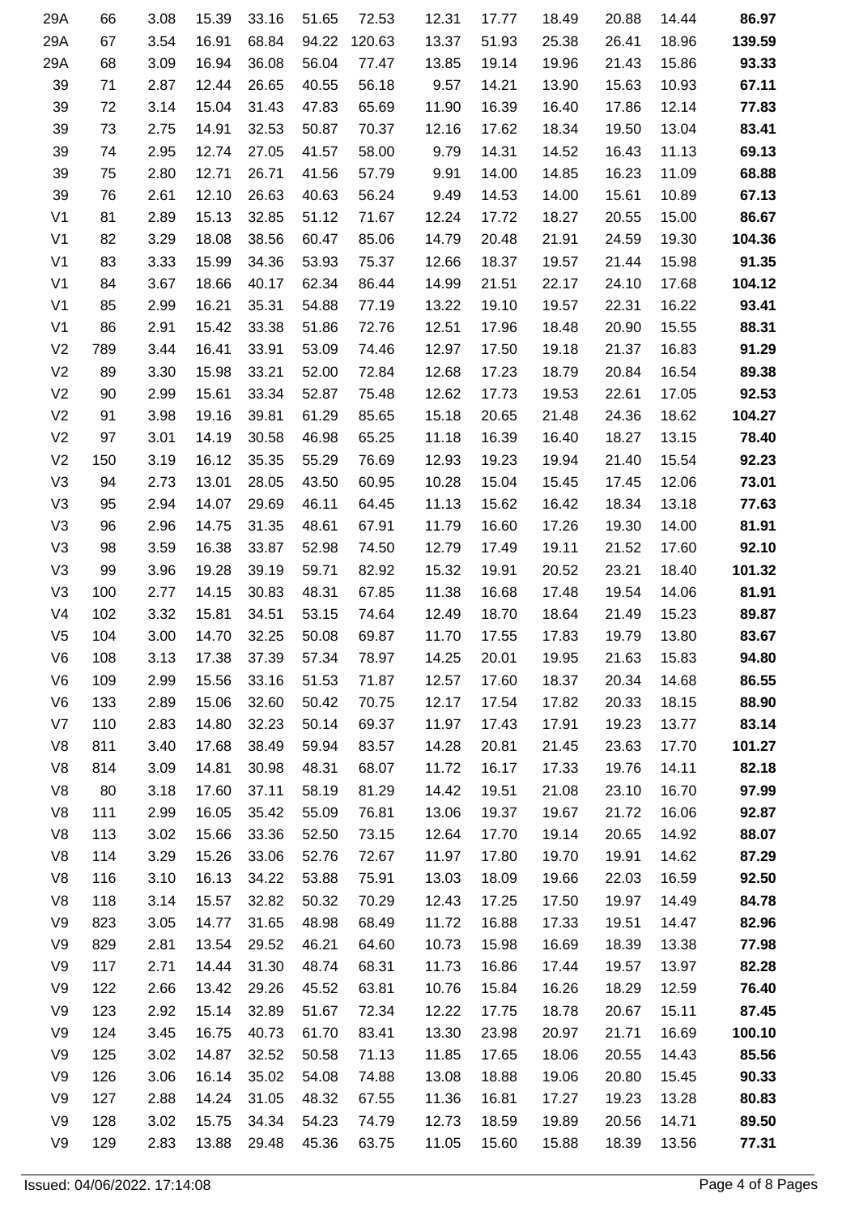| | | | | | | | | | | | | |
|---|---|---|---|---|---|---|---|---|---|---|---|---|
| 29A | 66 | 3.08 | 15.39 | 33.16 | 51.65 | 72.53 | 12.31 | 17.77 | 18.49 | 20.88 | 14.44 | **86.97** |
| 29A | 67 | 3.54 | 16.91 | 68.84 | 94.22 | 120.63 | 13.37 | 51.93 | 25.38 | 26.41 | 18.96 | **139.59** |
| 29A | 68 | 3.09 | 16.94 | 36.08 | 56.04 | 77.47 | 13.85 | 19.14 | 19.96 | 21.43 | 15.86 | **93.33** |
| 39 | 71 | 2.87 | 12.44 | 26.65 | 40.55 | 56.18 | 9.57 | 14.21 | 13.90 | 15.63 | 10.93 | **67.11** |
| 39 | 72 | 3.14 | 15.04 | 31.43 | 47.83 | 65.69 | 11.90 | 16.39 | 16.40 | 17.86 | 12.14 | **77.83** |
| 39 | 73 | 2.75 | 14.91 | 32.53 | 50.87 | 70.37 | 12.16 | 17.62 | 18.34 | 19.50 | 13.04 | **83.41** |
| 39 | 74 | 2.95 | 12.74 | 27.05 | 41.57 | 58.00 | 9.79 | 14.31 | 14.52 | 16.43 | 11.13 | **69.13** |
| 39 | 75 | 2.80 | 12.71 | 26.71 | 41.56 | 57.79 | 9.91 | 14.00 | 14.85 | 16.23 | 11.09 | **68.88** |
| 39 | 76 | 2.61 | 12.10 | 26.63 | 40.63 | 56.24 | 9.49 | 14.53 | 14.00 | 15.61 | 10.89 | **67.13** |
| V1 | 81 | 2.89 | 15.13 | 32.85 | 51.12 | 71.67 | 12.24 | 17.72 | 18.27 | 20.55 | 15.00 | **86.67** |
| V1 | 82 | 3.29 | 18.08 | 38.56 | 60.47 | 85.06 | 14.79 | 20.48 | 21.91 | 24.59 | 19.30 | **104.36** |
| V1 | 83 | 3.33 | 15.99 | 34.36 | 53.93 | 75.37 | 12.66 | 18.37 | 19.57 | 21.44 | 15.98 | **91.35** |
| V1 | 84 | 3.67 | 18.66 | 40.17 | 62.34 | 86.44 | 14.99 | 21.51 | 22.17 | 24.10 | 17.68 | **104.12** |
| V1 | 85 | 2.99 | 16.21 | 35.31 | 54.88 | 77.19 | 13.22 | 19.10 | 19.57 | 22.31 | 16.22 | **93.41** |
| V1 | 86 | 2.91 | 15.42 | 33.38 | 51.86 | 72.76 | 12.51 | 17.96 | 18.48 | 20.90 | 15.55 | **88.31** |
| V2 | 789 | 3.44 | 16.41 | 33.91 | 53.09 | 74.46 | 12.97 | 17.50 | 19.18 | 21.37 | 16.83 | **91.29** |
| V2 | 89 | 3.30 | 15.98 | 33.21 | 52.00 | 72.84 | 12.68 | 17.23 | 18.79 | 20.84 | 16.54 | **89.38** |
| V2 | 90 | 2.99 | 15.61 | 33.34 | 52.87 | 75.48 | 12.62 | 17.73 | 19.53 | 22.61 | 17.05 | **92.53** |
| V2 | 91 | 3.98 | 19.16 | 39.81 | 61.29 | 85.65 | 15.18 | 20.65 | 21.48 | 24.36 | 18.62 | **104.27** |
| V2 | 97 | 3.01 | 14.19 | 30.58 | 46.98 | 65.25 | 11.18 | 16.39 | 16.40 | 18.27 | 13.15 | **78.40** |
| V2 | 150 | 3.19 | 16.12 | 35.35 | 55.29 | 76.69 | 12.93 | 19.23 | 19.94 | 21.40 | 15.54 | **92.23** |
| V3 | 94 | 2.73 | 13.01 | 28.05 | 43.50 | 60.95 | 10.28 | 15.04 | 15.45 | 17.45 | 12.06 | **73.01** |
| V3 | 95 | 2.94 | 14.07 | 29.69 | 46.11 | 64.45 | 11.13 | 15.62 | 16.42 | 18.34 | 13.18 | **77.63** |
| V3 | 96 | 2.96 | 14.75 | 31.35 | 48.61 | 67.91 | 11.79 | 16.60 | 17.26 | 19.30 | 14.00 | **81.91** |
| V3 | 98 | 3.59 | 16.38 | 33.87 | 52.98 | 74.50 | 12.79 | 17.49 | 19.11 | 21.52 | 17.60 | **92.10** |
| V3 | 99 | 3.96 | 19.28 | 39.19 | 59.71 | 82.92 | 15.32 | 19.91 | 20.52 | 23.21 | 18.40 | **101.32** |
| V3 | 100 | 2.77 | 14.15 | 30.83 | 48.31 | 67.85 | 11.38 | 16.68 | 17.48 | 19.54 | 14.06 | **81.91** |
| V4 | 102 | 3.32 | 15.81 | 34.51 | 53.15 | 74.64 | 12.49 | 18.70 | 18.64 | 21.49 | 15.23 | **89.87** |
| V5 | 104 | 3.00 | 14.70 | 32.25 | 50.08 | 69.87 | 11.70 | 17.55 | 17.83 | 19.79 | 13.80 | **83.67** |
| V6 | 108 | 3.13 | 17.38 | 37.39 | 57.34 | 78.97 | 14.25 | 20.01 | 19.95 | 21.63 | 15.83 | **94.80** |
| V6 | 109 | 2.99 | 15.56 | 33.16 | 51.53 | 71.87 | 12.57 | 17.60 | 18.37 | 20.34 | 14.68 | **86.55** |
| V6 | 133 | 2.89 | 15.06 | 32.60 | 50.42 | 70.75 | 12.17 | 17.54 | 17.82 | 20.33 | 18.15 | **88.90** |
| V7 | 110 | 2.83 | 14.80 | 32.23 | 50.14 | 69.37 | 11.97 | 17.43 | 17.91 | 19.23 | 13.77 | **83.14** |
| V8 | 811 | 3.40 | 17.68 | 38.49 | 59.94 | 83.57 | 14.28 | 20.81 | 21.45 | 23.63 | 17.70 | **101.27** |
| V8 | 814 | 3.09 | 14.81 | 30.98 | 48.31 | 68.07 | 11.72 | 16.17 | 17.33 | 19.76 | 14.11 | **82.18** |
| V8 | 80 | 3.18 | 17.60 | 37.11 | 58.19 | 81.29 | 14.42 | 19.51 | 21.08 | 23.10 | 16.70 | **97.99** |
| V8 | 111 | 2.99 | 16.05 | 35.42 | 55.09 | 76.81 | 13.06 | 19.37 | 19.67 | 21.72 | 16.06 | **92.87** |
| V8 | 113 | 3.02 | 15.66 | 33.36 | 52.50 | 73.15 | 12.64 | 17.70 | 19.14 | 20.65 | 14.92 | **88.07** |
| V8 | 114 | 3.29 | 15.26 | 33.06 | 52.76 | 72.67 | 11.97 | 17.80 | 19.70 | 19.91 | 14.62 | **87.29** |
| V8 | 116 | 3.10 | 16.13 | 34.22 | 53.88 | 75.91 | 13.03 | 18.09 | 19.66 | 22.03 | 16.59 | **92.50** |
| V8 | 118 | 3.14 | 15.57 | 32.82 | 50.32 | 70.29 | 12.43 | 17.25 | 17.50 | 19.97 | 14.49 | **84.78** |
| V9 | 823 | 3.05 | 14.77 | 31.65 | 48.98 | 68.49 | 11.72 | 16.88 | 17.33 | 19.51 | 14.47 | **82.96** |
| V9 | 829 | 2.81 | 13.54 | 29.52 | 46.21 | 64.60 | 10.73 | 15.98 | 16.69 | 18.39 | 13.38 | **77.98** |
| V9 | 117 | 2.71 | 14.44 | 31.30 | 48.74 | 68.31 | 11.73 | 16.86 | 17.44 | 19.57 | 13.97 | **82.28** |
| V9 | 122 | 2.66 | 13.42 | 29.26 | 45.52 | 63.81 | 10.76 | 15.84 | 16.26 | 18.29 | 12.59 | **76.40** |
| V9 | 123 | 2.92 | 15.14 | 32.89 | 51.67 | 72.34 | 12.22 | 17.75 | 18.78 | 20.67 | 15.11 | **87.45** |
| V9 | 124 | 3.45 | 16.75 | 40.73 | 61.70 | 83.41 | 13.30 | 23.98 | 20.97 | 21.71 | 16.69 | **100.10** |
| V9 | 125 | 3.02 | 14.87 | 32.52 | 50.58 | 71.13 | 11.85 | 17.65 | 18.06 | 20.55 | 14.43 | **85.56** |
| V9 | 126 | 3.06 | 16.14 | 35.02 | 54.08 | 74.88 | 13.08 | 18.88 | 19.06 | 20.80 | 15.45 | **90.33** |
| V9 | 127 | 2.88 | 14.24 | 31.05 | 48.32 | 67.55 | 11.36 | 16.81 | 17.27 | 19.23 | 13.28 | **80.83** |
| V9 | 128 | 3.02 | 15.75 | 34.34 | 54.23 | 74.79 | 12.73 | 18.59 | 19.89 | 20.56 | 14.71 | **89.50** |
| V9 | 129 | 2.83 | 13.88 | 29.48 | 45.36 | 63.75 | 11.05 | 15.60 | 15.88 | 18.39 | 13.56 | **77.31** |

Issued: 04/06/2022. 17:14:08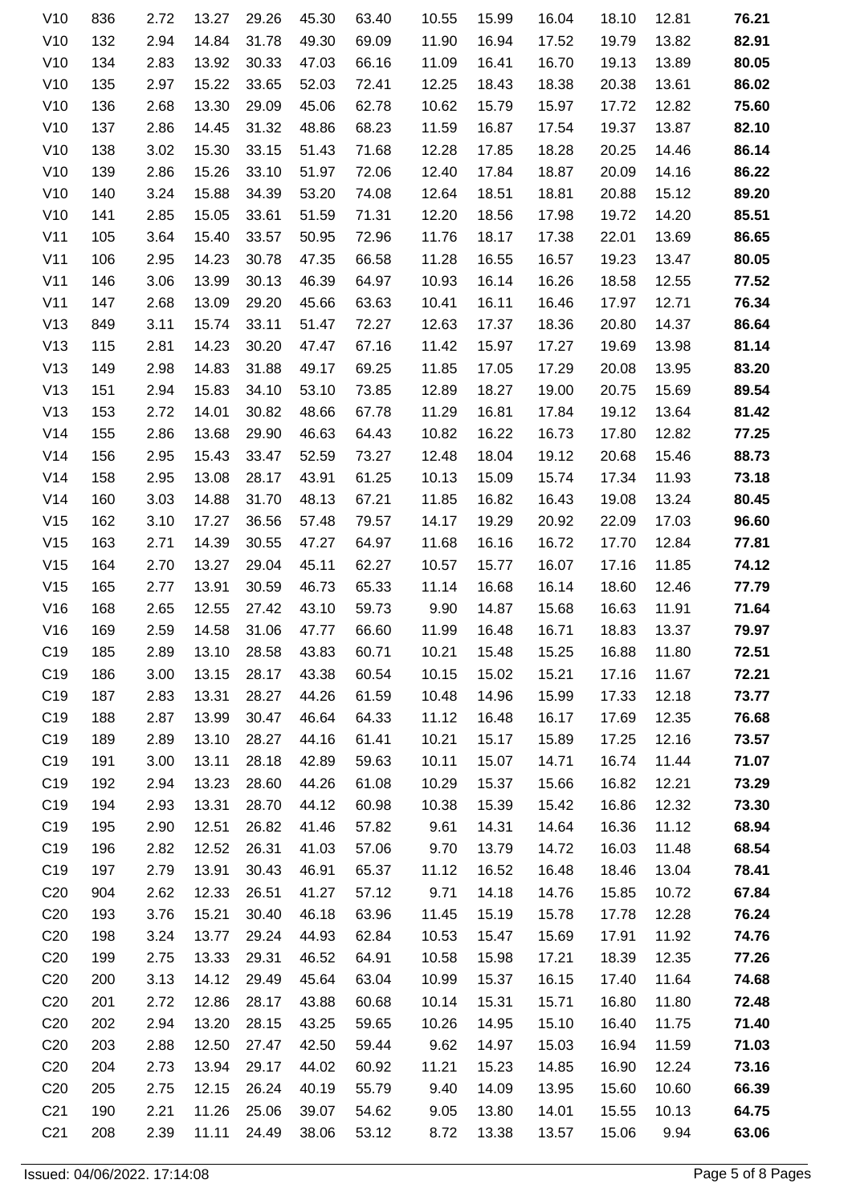| | | | | | | | | | | | | |
|---|---|---|---|---|---|---|---|---|---|---|---|---|
| V10 | 836 | 2.72 | 13.27 | 29.26 | 45.30 | 63.40 | 10.55 | 15.99 | 16.04 | 18.10 | 12.81 | **76.21** |
| V10 | 132 | 2.94 | 14.84 | 31.78 | 49.30 | 69.09 | 11.90 | 16.94 | 17.52 | 19.79 | 13.82 | **82.91** |
| V10 | 134 | 2.83 | 13.92 | 30.33 | 47.03 | 66.16 | 11.09 | 16.41 | 16.70 | 19.13 | 13.89 | **80.05** |
| V10 | 135 | 2.97 | 15.22 | 33.65 | 52.03 | 72.41 | 12.25 | 18.43 | 18.38 | 20.38 | 13.61 | **86.02** |
| V10 | 136 | 2.68 | 13.30 | 29.09 | 45.06 | 62.78 | 10.62 | 15.79 | 15.97 | 17.72 | 12.82 | **75.60** |
| V10 | 137 | 2.86 | 14.45 | 31.32 | 48.86 | 68.23 | 11.59 | 16.87 | 17.54 | 19.37 | 13.87 | **82.10** |
| V10 | 138 | 3.02 | 15.30 | 33.15 | 51.43 | 71.68 | 12.28 | 17.85 | 18.28 | 20.25 | 14.46 | **86.14** |
| V10 | 139 | 2.86 | 15.26 | 33.10 | 51.97 | 72.06 | 12.40 | 17.84 | 18.87 | 20.09 | 14.16 | **86.22** |
| V10 | 140 | 3.24 | 15.88 | 34.39 | 53.20 | 74.08 | 12.64 | 18.51 | 18.81 | 20.88 | 15.12 | **89.20** |
| V10 | 141 | 2.85 | 15.05 | 33.61 | 51.59 | 71.31 | 12.20 | 18.56 | 17.98 | 19.72 | 14.20 | **85.51** |
| V11 | 105 | 3.64 | 15.40 | 33.57 | 50.95 | 72.96 | 11.76 | 18.17 | 17.38 | 22.01 | 13.69 | **86.65** |
| V11 | 106 | 2.95 | 14.23 | 30.78 | 47.35 | 66.58 | 11.28 | 16.55 | 16.57 | 19.23 | 13.47 | **80.05** |
| V11 | 146 | 3.06 | 13.99 | 30.13 | 46.39 | 64.97 | 10.93 | 16.14 | 16.26 | 18.58 | 12.55 | **77.52** |
| V11 | 147 | 2.68 | 13.09 | 29.20 | 45.66 | 63.63 | 10.41 | 16.11 | 16.46 | 17.97 | 12.71 | **76.34** |
| V13 | 849 | 3.11 | 15.74 | 33.11 | 51.47 | 72.27 | 12.63 | 17.37 | 18.36 | 20.80 | 14.37 | **86.64** |
| V13 | 115 | 2.81 | 14.23 | 30.20 | 47.47 | 67.16 | 11.42 | 15.97 | 17.27 | 19.69 | 13.98 | **81.14** |
| V13 | 149 | 2.98 | 14.83 | 31.88 | 49.17 | 69.25 | 11.85 | 17.05 | 17.29 | 20.08 | 13.95 | **83.20** |
| V13 | 151 | 2.94 | 15.83 | 34.10 | 53.10 | 73.85 | 12.89 | 18.27 | 19.00 | 20.75 | 15.69 | **89.54** |
| V13 | 153 | 2.72 | 14.01 | 30.82 | 48.66 | 67.78 | 11.29 | 16.81 | 17.84 | 19.12 | 13.64 | **81.42** |
| V14 | 155 | 2.86 | 13.68 | 29.90 | 46.63 | 64.43 | 10.82 | 16.22 | 16.73 | 17.80 | 12.82 | **77.25** |
| V14 | 156 | 2.95 | 15.43 | 33.47 | 52.59 | 73.27 | 12.48 | 18.04 | 19.12 | 20.68 | 15.46 | **88.73** |
| V14 | 158 | 2.95 | 13.08 | 28.17 | 43.91 | 61.25 | 10.13 | 15.09 | 15.74 | 17.34 | 11.93 | **73.18** |
| V14 | 160 | 3.03 | 14.88 | 31.70 | 48.13 | 67.21 | 11.85 | 16.82 | 16.43 | 19.08 | 13.24 | **80.45** |
| V15 | 162 | 3.10 | 17.27 | 36.56 | 57.48 | 79.57 | 14.17 | 19.29 | 20.92 | 22.09 | 17.03 | **96.60** |
| V15 | 163 | 2.71 | 14.39 | 30.55 | 47.27 | 64.97 | 11.68 | 16.16 | 16.72 | 17.70 | 12.84 | **77.81** |
| V15 | 164 | 2.70 | 13.27 | 29.04 | 45.11 | 62.27 | 10.57 | 15.77 | 16.07 | 17.16 | 11.85 | **74.12** |
| V15 | 165 | 2.77 | 13.91 | 30.59 | 46.73 | 65.33 | 11.14 | 16.68 | 16.14 | 18.60 | 12.46 | **77.79** |
| V16 | 168 | 2.65 | 12.55 | 27.42 | 43.10 | 59.73 | 9.90 | 14.87 | 15.68 | 16.63 | 11.91 | **71.64** |
| V16 | 169 | 2.59 | 14.58 | 31.06 | 47.77 | 66.60 | 11.99 | 16.48 | 16.71 | 18.83 | 13.37 | **79.97** |
| C19 | 185 | 2.89 | 13.10 | 28.58 | 43.83 | 60.71 | 10.21 | 15.48 | 15.25 | 16.88 | 11.80 | **72.51** |
| C19 | 186 | 3.00 | 13.15 | 28.17 | 43.38 | 60.54 | 10.15 | 15.02 | 15.21 | 17.16 | 11.67 | **72.21** |
| C19 | 187 | 2.83 | 13.31 | 28.27 | 44.26 | 61.59 | 10.48 | 14.96 | 15.99 | 17.33 | 12.18 | **73.77** |
| C19 | 188 | 2.87 | 13.99 | 30.47 | 46.64 | 64.33 | 11.12 | 16.48 | 16.17 | 17.69 | 12.35 | **76.68** |
| C19 | 189 | 2.89 | 13.10 | 28.27 | 44.16 | 61.41 | 10.21 | 15.17 | 15.89 | 17.25 | 12.16 | **73.57** |
| C19 | 191 | 3.00 | 13.11 | 28.18 | 42.89 | 59.63 | 10.11 | 15.07 | 14.71 | 16.74 | 11.44 | **71.07** |
| C19 | 192 | 2.94 | 13.23 | 28.60 | 44.26 | 61.08 | 10.29 | 15.37 | 15.66 | 16.82 | 12.21 | **73.29** |
| C19 | 194 | 2.93 | 13.31 | 28.70 | 44.12 | 60.98 | 10.38 | 15.39 | 15.42 | 16.86 | 12.32 | **73.30** |
| C19 | 195 | 2.90 | 12.51 | 26.82 | 41.46 | 57.82 | 9.61 | 14.31 | 14.64 | 16.36 | 11.12 | **68.94** |
| C19 | 196 | 2.82 | 12.52 | 26.31 | 41.03 | 57.06 | 9.70 | 13.79 | 14.72 | 16.03 | 11.48 | **68.54** |
| C19 | 197 | 2.79 | 13.91 | 30.43 | 46.91 | 65.37 | 11.12 | 16.52 | 16.48 | 18.46 | 13.04 | **78.41** |
| C20 | 904 | 2.62 | 12.33 | 26.51 | 41.27 | 57.12 | 9.71 | 14.18 | 14.76 | 15.85 | 10.72 | **67.84** |
| C20 | 193 | 3.76 | 15.21 | 30.40 | 46.18 | 63.96 | 11.45 | 15.19 | 15.78 | 17.78 | 12.28 | **76.24** |
| C20 | 198 | 3.24 | 13.77 | 29.24 | 44.93 | 62.84 | 10.53 | 15.47 | 15.69 | 17.91 | 11.92 | **74.76** |
| C20 | 199 | 2.75 | 13.33 | 29.31 | 46.52 | 64.91 | 10.58 | 15.98 | 17.21 | 18.39 | 12.35 | **77.26** |
| C20 | 200 | 3.13 | 14.12 | 29.49 | 45.64 | 63.04 | 10.99 | 15.37 | 16.15 | 17.40 | 11.64 | **74.68** |
| C20 | 201 | 2.72 | 12.86 | 28.17 | 43.88 | 60.68 | 10.14 | 15.31 | 15.71 | 16.80 | 11.80 | **72.48** |
| C20 | 202 | 2.94 | 13.20 | 28.15 | 43.25 | 59.65 | 10.26 | 14.95 | 15.10 | 16.40 | 11.75 | **71.40** |
| C20 | 203 | 2.88 | 12.50 | 27.47 | 42.50 | 59.44 | 9.62 | 14.97 | 15.03 | 16.94 | 11.59 | **71.03** |
| C20 | 204 | 2.73 | 13.94 | 29.17 | 44.02 | 60.92 | 11.21 | 15.23 | 14.85 | 16.90 | 12.24 | **73.16** |
| C20 | 205 | 2.75 | 12.15 | 26.24 | 40.19 | 55.79 | 9.40 | 14.09 | 13.95 | 15.60 | 10.60 | **66.39** |
| C21 | 190 | 2.21 | 11.26 | 25.06 | 39.07 | 54.62 | 9.05 | 13.80 | 14.01 | 15.55 | 10.13 | **64.75** |
| C21 | 208 | 2.39 | 11.11 | 24.49 | 38.06 | 53.12 | 8.72 | 13.38 | 13.57 | 15.06 | 9.94 | **63.06** |

Issued: 04/06/2022. 17:14:08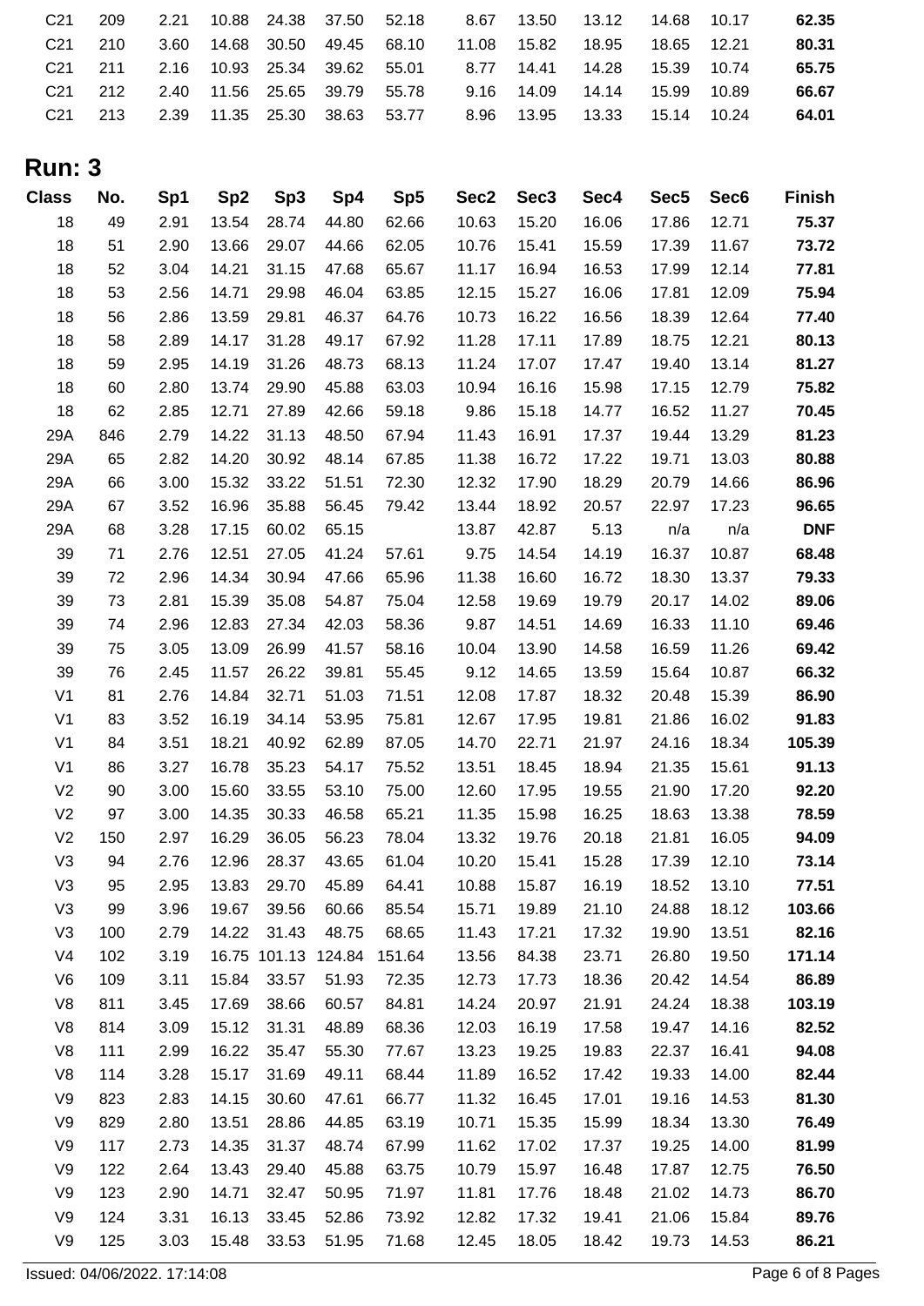| C21 | 209 | 2.21 | 10.88 | 24.38 | 37.50 | 52.18 | 8.67 | 13.50 | 13.12 | 14.68 | 10.17 | **62.35** |
|---|---|---|---|---|---|---|---|---|---|---|---|---|
| C21 | 210 | 3.60 | 14.68 | 30.50 | 49.45 | 68.10 | 11.08 | 15.82 | 18.95 | 18.65 | 12.21 | **80.31** |
| C21 | 211 | 2.16 | 10.93 | 25.34 | 39.62 | 55.01 | 8.77 | 14.41 | 14.28 | 15.39 | 10.74 | **65.75** |
| C21 | 212 | 2.40 | 11.56 | 25.65 | 39.79 | 55.78 | 9.16 | 14.09 | 14.14 | 15.99 | 10.89 | **66.67** |
| C21 | 213 | 2.39 | 11.35 | 25.30 | 38.63 | 53.77 | 8.96 | 13.95 | 13.33 | 15.14 | 10.24 | **64.01** |

## Run: 3

| Class | No. | Sp1 | Sp2 | Sp3 | Sp4 | Sp5 | Sec2 | Sec3 | Sec4 | Sec5 | Sec6 | Finish |
|---|---|---|---|---|---|---|---|---|---|---|---|---|
| 18 | 49 | 2.91 | 13.54 | 28.74 | 44.80 | 62.66 | 10.63 | 15.20 | 16.06 | 17.86 | 12.71 | **75.37** |
| 18 | 51 | 2.90 | 13.66 | 29.07 | 44.66 | 62.05 | 10.76 | 15.41 | 15.59 | 17.39 | 11.67 | **73.72** |
| 18 | 52 | 3.04 | 14.21 | 31.15 | 47.68 | 65.67 | 11.17 | 16.94 | 16.53 | 17.99 | 12.14 | **77.81** |
| 18 | 53 | 2.56 | 14.71 | 29.98 | 46.04 | 63.85 | 12.15 | 15.27 | 16.06 | 17.81 | 12.09 | **75.94** |
| 18 | 56 | 2.86 | 13.59 | 29.81 | 46.37 | 64.76 | 10.73 | 16.22 | 16.56 | 18.39 | 12.64 | **77.40** |
| 18 | 58 | 2.89 | 14.17 | 31.28 | 49.17 | 67.92 | 11.28 | 17.11 | 17.89 | 18.75 | 12.21 | **80.13** |
| 18 | 59 | 2.95 | 14.19 | 31.26 | 48.73 | 68.13 | 11.24 | 17.07 | 17.47 | 19.40 | 13.14 | **81.27** |
| 18 | 60 | 2.80 | 13.74 | 29.90 | 45.88 | 63.03 | 10.94 | 16.16 | 15.98 | 17.15 | 12.79 | **75.82** |
| 18 | 62 | 2.85 | 12.71 | 27.89 | 42.66 | 59.18 | 9.86 | 15.18 | 14.77 | 16.52 | 11.27 | **70.45** |
| 29A | 846 | 2.79 | 14.22 | 31.13 | 48.50 | 67.94 | 11.43 | 16.91 | 17.37 | 19.44 | 13.29 | **81.23** |
| 29A | 65 | 2.82 | 14.20 | 30.92 | 48.14 | 67.85 | 11.38 | 16.72 | 17.22 | 19.71 | 13.03 | **80.88** |
| 29A | 66 | 3.00 | 15.32 | 33.22 | 51.51 | 72.30 | 12.32 | 17.90 | 18.29 | 20.79 | 14.66 | **86.96** |
| 29A | 67 | 3.52 | 16.96 | 35.88 | 56.45 | 79.42 | 13.44 | 18.92 | 20.57 | 22.97 | 17.23 | **96.65** |
| 29A | 68 | 3.28 | 17.15 | 60.02 | 65.15 | | 13.87 | 42.87 | 5.13 | n/a | n/a | **DNF** |
| 39 | 71 | 2.76 | 12.51 | 27.05 | 41.24 | 57.61 | 9.75 | 14.54 | 14.19 | 16.37 | 10.87 | **68.48** |
| 39 | 72 | 2.96 | 14.34 | 30.94 | 47.66 | 65.96 | 11.38 | 16.60 | 16.72 | 18.30 | 13.37 | **79.33** |
| 39 | 73 | 2.81 | 15.39 | 35.08 | 54.87 | 75.04 | 12.58 | 19.69 | 19.79 | 20.17 | 14.02 | **89.06** |
| 39 | 74 | 2.96 | 12.83 | 27.34 | 42.03 | 58.36 | 9.87 | 14.51 | 14.69 | 16.33 | 11.10 | **69.46** |
| 39 | 75 | 3.05 | 13.09 | 26.99 | 41.57 | 58.16 | 10.04 | 13.90 | 14.58 | 16.59 | 11.26 | **69.42** |
| 39 | 76 | 2.45 | 11.57 | 26.22 | 39.81 | 55.45 | 9.12 | 14.65 | 13.59 | 15.64 | 10.87 | **66.32** |
| V1 | 81 | 2.76 | 14.84 | 32.71 | 51.03 | 71.51 | 12.08 | 17.87 | 18.32 | 20.48 | 15.39 | **86.90** |
| V1 | 83 | 3.52 | 16.19 | 34.14 | 53.95 | 75.81 | 12.67 | 17.95 | 19.81 | 21.86 | 16.02 | **91.83** |
| V1 | 84 | 3.51 | 18.21 | 40.92 | 62.89 | 87.05 | 14.70 | 22.71 | 21.97 | 24.16 | 18.34 | **105.39** |
| V1 | 86 | 3.27 | 16.78 | 35.23 | 54.17 | 75.52 | 13.51 | 18.45 | 18.94 | 21.35 | 15.61 | **91.13** |
| V2 | 90 | 3.00 | 15.60 | 33.55 | 53.10 | 75.00 | 12.60 | 17.95 | 19.55 | 21.90 | 17.20 | **92.20** |
| V2 | 97 | 3.00 | 14.35 | 30.33 | 46.58 | 65.21 | 11.35 | 15.98 | 16.25 | 18.63 | 13.38 | **78.59** |
| V2 | 150 | 2.97 | 16.29 | 36.05 | 56.23 | 78.04 | 13.32 | 19.76 | 20.18 | 21.81 | 16.05 | **94.09** |
| V3 | 94 | 2.76 | 12.96 | 28.37 | 43.65 | 61.04 | 10.20 | 15.41 | 15.28 | 17.39 | 12.10 | **73.14** |
| V3 | 95 | 2.95 | 13.83 | 29.70 | 45.89 | 64.41 | 10.88 | 15.87 | 16.19 | 18.52 | 13.10 | **77.51** |
| V3 | 99 | 3.96 | 19.67 | 39.56 | 60.66 | 85.54 | 15.71 | 19.89 | 21.10 | 24.88 | 18.12 | **103.66** |
| V3 | 100 | 2.79 | 14.22 | 31.43 | 48.75 | 68.65 | 11.43 | 17.21 | 17.32 | 19.90 | 13.51 | **82.16** |
| V4 | 102 | 3.19 | 16.75 | 101.13 | 124.84 | 151.64 | 13.56 | 84.38 | 23.71 | 26.80 | 19.50 | **171.14** |
| V6 | 109 | 3.11 | 15.84 | 33.57 | 51.93 | 72.35 | 12.73 | 17.73 | 18.36 | 20.42 | 14.54 | **86.89** |
| V8 | 811 | 3.45 | 17.69 | 38.66 | 60.57 | 84.81 | 14.24 | 20.97 | 21.91 | 24.24 | 18.38 | **103.19** |
| V8 | 814 | 3.09 | 15.12 | 31.31 | 48.89 | 68.36 | 12.03 | 16.19 | 17.58 | 19.47 | 14.16 | **82.52** |
| V8 | 111 | 2.99 | 16.22 | 35.47 | 55.30 | 77.67 | 13.23 | 19.25 | 19.83 | 22.37 | 16.41 | **94.08** |
| V8 | 114 | 3.28 | 15.17 | 31.69 | 49.11 | 68.44 | 11.89 | 16.52 | 17.42 | 19.33 | 14.00 | **82.44** |
| V9 | 823 | 2.83 | 14.15 | 30.60 | 47.61 | 66.77 | 11.32 | 16.45 | 17.01 | 19.16 | 14.53 | **81.30** |
| V9 | 829 | 2.80 | 13.51 | 28.86 | 44.85 | 63.19 | 10.71 | 15.35 | 15.99 | 18.34 | 13.30 | **76.49** |
| V9 | 117 | 2.73 | 14.35 | 31.37 | 48.74 | 67.99 | 11.62 | 17.02 | 17.37 | 19.25 | 14.00 | **81.99** |
| V9 | 122 | 2.64 | 13.43 | 29.40 | 45.88 | 63.75 | 10.79 | 15.97 | 16.48 | 17.87 | 12.75 | **76.50** |
| V9 | 123 | 2.90 | 14.71 | 32.47 | 50.95 | 71.97 | 11.81 | 17.76 | 18.48 | 21.02 | 14.73 | **86.70** |
| V9 | 124 | 3.31 | 16.13 | 33.45 | 52.86 | 73.92 | 12.82 | 17.32 | 19.41 | 21.06 | 15.84 | **89.76** |
| V9 | 125 | 3.03 | 15.48 | 33.53 | 51.95 | 71.68 | 12.45 | 18.05 | 18.42 | 19.73 | 14.53 | **86.21** |

Issued: 04/06/2022. 17:14:08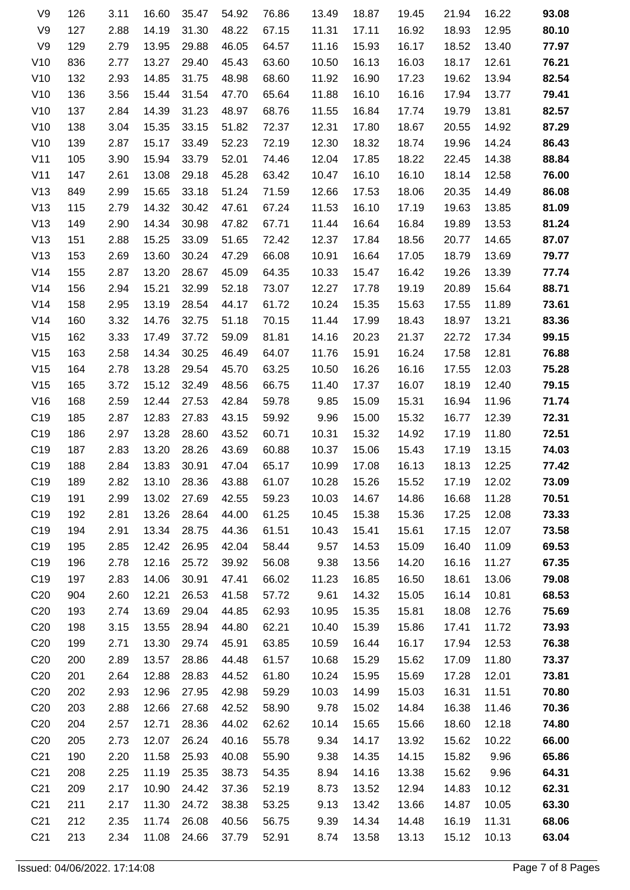| | | | | | | | | | | | | |
|---|---|---|---|---|---|---|---|---|---|---|---|---|
| V9 | 126 | 3.11 | 16.60 | 35.47 | 54.92 | 76.86 | 13.49 | 18.87 | 19.45 | 21.94 | 16.22 | **93.08** |
| V9 | 127 | 2.88 | 14.19 | 31.30 | 48.22 | 67.15 | 11.31 | 17.11 | 16.92 | 18.93 | 12.95 | **80.10** |
| V9 | 129 | 2.79 | 13.95 | 29.88 | 46.05 | 64.57 | 11.16 | 15.93 | 16.17 | 18.52 | 13.40 | **77.97** |
| V10 | 836 | 2.77 | 13.27 | 29.40 | 45.43 | 63.60 | 10.50 | 16.13 | 16.03 | 18.17 | 12.61 | **76.21** |
| V10 | 132 | 2.93 | 14.85 | 31.75 | 48.98 | 68.60 | 11.92 | 16.90 | 17.23 | 19.62 | 13.94 | **82.54** |
| V10 | 136 | 3.56 | 15.44 | 31.54 | 47.70 | 65.64 | 11.88 | 16.10 | 16.16 | 17.94 | 13.77 | **79.41** |
| V10 | 137 | 2.84 | 14.39 | 31.23 | 48.97 | 68.76 | 11.55 | 16.84 | 17.74 | 19.79 | 13.81 | **82.57** |
| V10 | 138 | 3.04 | 15.35 | 33.15 | 51.82 | 72.37 | 12.31 | 17.80 | 18.67 | 20.55 | 14.92 | **87.29** |
| V10 | 139 | 2.87 | 15.17 | 33.49 | 52.23 | 72.19 | 12.30 | 18.32 | 18.74 | 19.96 | 14.24 | **86.43** |
| V11 | 105 | 3.90 | 15.94 | 33.79 | 52.01 | 74.46 | 12.04 | 17.85 | 18.22 | 22.45 | 14.38 | **88.84** |
| V11 | 147 | 2.61 | 13.08 | 29.18 | 45.28 | 63.42 | 10.47 | 16.10 | 16.10 | 18.14 | 12.58 | **76.00** |
| V13 | 849 | 2.99 | 15.65 | 33.18 | 51.24 | 71.59 | 12.66 | 17.53 | 18.06 | 20.35 | 14.49 | **86.08** |
| V13 | 115 | 2.79 | 14.32 | 30.42 | 47.61 | 67.24 | 11.53 | 16.10 | 17.19 | 19.63 | 13.85 | **81.09** |
| V13 | 149 | 2.90 | 14.34 | 30.98 | 47.82 | 67.71 | 11.44 | 16.64 | 16.84 | 19.89 | 13.53 | **81.24** |
| V13 | 151 | 2.88 | 15.25 | 33.09 | 51.65 | 72.42 | 12.37 | 17.84 | 18.56 | 20.77 | 14.65 | **87.07** |
| V13 | 153 | 2.69 | 13.60 | 30.24 | 47.29 | 66.08 | 10.91 | 16.64 | 17.05 | 18.79 | 13.69 | **79.77** |
| V14 | 155 | 2.87 | 13.20 | 28.67 | 45.09 | 64.35 | 10.33 | 15.47 | 16.42 | 19.26 | 13.39 | **77.74** |
| V14 | 156 | 2.94 | 15.21 | 32.99 | 52.18 | 73.07 | 12.27 | 17.78 | 19.19 | 20.89 | 15.64 | **88.71** |
| V14 | 158 | 2.95 | 13.19 | 28.54 | 44.17 | 61.72 | 10.24 | 15.35 | 15.63 | 17.55 | 11.89 | **73.61** |
| V14 | 160 | 3.32 | 14.76 | 32.75 | 51.18 | 70.15 | 11.44 | 17.99 | 18.43 | 18.97 | 13.21 | **83.36** |
| V15 | 162 | 3.33 | 17.49 | 37.72 | 59.09 | 81.81 | 14.16 | 20.23 | 21.37 | 22.72 | 17.34 | **99.15** |
| V15 | 163 | 2.58 | 14.34 | 30.25 | 46.49 | 64.07 | 11.76 | 15.91 | 16.24 | 17.58 | 12.81 | **76.88** |
| V15 | 164 | 2.78 | 13.28 | 29.54 | 45.70 | 63.25 | 10.50 | 16.26 | 16.16 | 17.55 | 12.03 | **75.28** |
| V15 | 165 | 3.72 | 15.12 | 32.49 | 48.56 | 66.75 | 11.40 | 17.37 | 16.07 | 18.19 | 12.40 | **79.15** |
| V16 | 168 | 2.59 | 12.44 | 27.53 | 42.84 | 59.78 | 9.85 | 15.09 | 15.31 | 16.94 | 11.96 | **71.74** |
| C19 | 185 | 2.87 | 12.83 | 27.83 | 43.15 | 59.92 | 9.96 | 15.00 | 15.32 | 16.77 | 12.39 | **72.31** |
| C19 | 186 | 2.97 | 13.28 | 28.60 | 43.52 | 60.71 | 10.31 | 15.32 | 14.92 | 17.19 | 11.80 | **72.51** |
| C19 | 187 | 2.83 | 13.20 | 28.26 | 43.69 | 60.88 | 10.37 | 15.06 | 15.43 | 17.19 | 13.15 | **74.03** |
| C19 | 188 | 2.84 | 13.83 | 30.91 | 47.04 | 65.17 | 10.99 | 17.08 | 16.13 | 18.13 | 12.25 | **77.42** |
| C19 | 189 | 2.82 | 13.10 | 28.36 | 43.88 | 61.07 | 10.28 | 15.26 | 15.52 | 17.19 | 12.02 | **73.09** |
| C19 | 191 | 2.99 | 13.02 | 27.69 | 42.55 | 59.23 | 10.03 | 14.67 | 14.86 | 16.68 | 11.28 | **70.51** |
| C19 | 192 | 2.81 | 13.26 | 28.64 | 44.00 | 61.25 | 10.45 | 15.38 | 15.36 | 17.25 | 12.08 | **73.33** |
| C19 | 194 | 2.91 | 13.34 | 28.75 | 44.36 | 61.51 | 10.43 | 15.41 | 15.61 | 17.15 | 12.07 | **73.58** |
| C19 | 195 | 2.85 | 12.42 | 26.95 | 42.04 | 58.44 | 9.57 | 14.53 | 15.09 | 16.40 | 11.09 | **69.53** |
| C19 | 196 | 2.78 | 12.16 | 25.72 | 39.92 | 56.08 | 9.38 | 13.56 | 14.20 | 16.16 | 11.27 | **67.35** |
| C19 | 197 | 2.83 | 14.06 | 30.91 | 47.41 | 66.02 | 11.23 | 16.85 | 16.50 | 18.61 | 13.06 | **79.08** |
| C20 | 904 | 2.60 | 12.21 | 26.53 | 41.58 | 57.72 | 9.61 | 14.32 | 15.05 | 16.14 | 10.81 | **68.53** |
| C20 | 193 | 2.74 | 13.69 | 29.04 | 44.85 | 62.93 | 10.95 | 15.35 | 15.81 | 18.08 | 12.76 | **75.69** |
| C20 | 198 | 3.15 | 13.55 | 28.94 | 44.80 | 62.21 | 10.40 | 15.39 | 15.86 | 17.41 | 11.72 | **73.93** |
| C20 | 199 | 2.71 | 13.30 | 29.74 | 45.91 | 63.85 | 10.59 | 16.44 | 16.17 | 17.94 | 12.53 | **76.38** |
| C20 | 200 | 2.89 | 13.57 | 28.86 | 44.48 | 61.57 | 10.68 | 15.29 | 15.62 | 17.09 | 11.80 | **73.37** |
| C20 | 201 | 2.64 | 12.88 | 28.83 | 44.52 | 61.80 | 10.24 | 15.95 | 15.69 | 17.28 | 12.01 | **73.81** |
| C20 | 202 | 2.93 | 12.96 | 27.95 | 42.98 | 59.29 | 10.03 | 14.99 | 15.03 | 16.31 | 11.51 | **70.80** |
| C20 | 203 | 2.88 | 12.66 | 27.68 | 42.52 | 58.90 | 9.78 | 15.02 | 14.84 | 16.38 | 11.46 | **70.36** |
| C20 | 204 | 2.57 | 12.71 | 28.36 | 44.02 | 62.62 | 10.14 | 15.65 | 15.66 | 18.60 | 12.18 | **74.80** |
| C20 | 205 | 2.73 | 12.07 | 26.24 | 40.16 | 55.78 | 9.34 | 14.17 | 13.92 | 15.62 | 10.22 | **66.00** |
| C21 | 190 | 2.20 | 11.58 | 25.93 | 40.08 | 55.90 | 9.38 | 14.35 | 14.15 | 15.82 | 9.96 | **65.86** |
| C21 | 208 | 2.25 | 11.19 | 25.35 | 38.73 | 54.35 | 8.94 | 14.16 | 13.38 | 15.62 | 9.96 | **64.31** |
| C21 | 209 | 2.17 | 10.90 | 24.42 | 37.36 | 52.19 | 8.73 | 13.52 | 12.94 | 14.83 | 10.12 | **62.31** |
| C21 | 211 | 2.17 | 11.30 | 24.72 | 38.38 | 53.25 | 9.13 | 13.42 | 13.66 | 14.87 | 10.05 | **63.30** |
| C21 | 212 | 2.35 | 11.74 | 26.08 | 40.56 | 56.75 | 9.39 | 14.34 | 14.48 | 16.19 | 11.31 | **68.06** |
| C21 | 213 | 2.34 | 11.08 | 24.66 | 37.79 | 52.91 | 8.74 | 13.58 | 13.13 | 15.12 | 10.13 | **63.04** |

Issued: 04/06/2022. 17:14:08